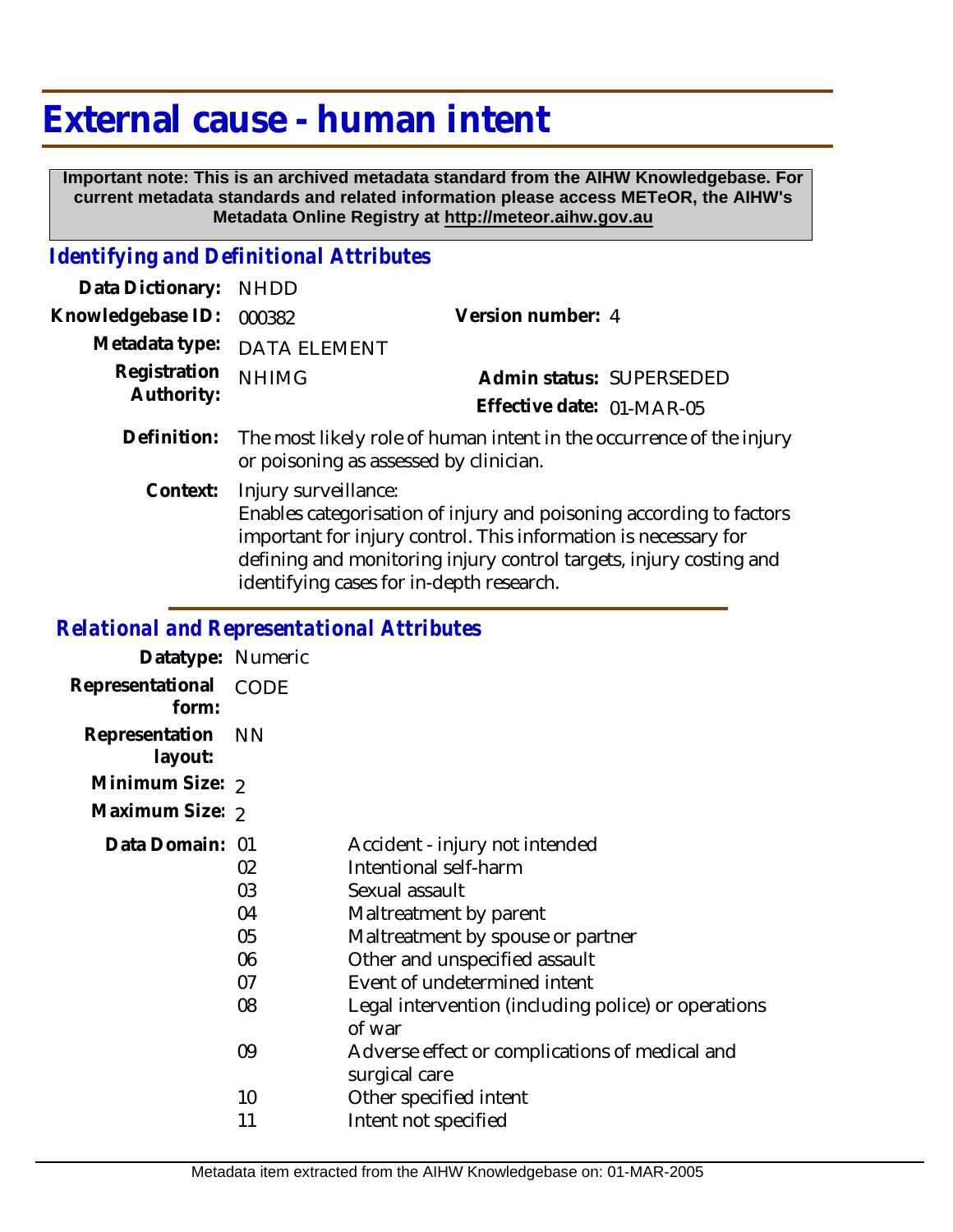# External cause - human intent

**Important note: This is an archived metadata standard from the AIHW Knowledgebase. For current metadata standards and related information please access METeOR, the AIHW's Metadata Online Registry at http://meteor.aihw.gov.au**

## *Identifying and Definitional Attributes*

**Data Dictionary:** NHDD

**Knowledgebase ID:** 000382

**Version number:** 4

**Metadata type:** DATA ELEMENT

**Registration Authority:** NHIMG

**Admin status:** SUPERSEDED

**Effective date:** 01-MAR-05

**Definition:** The most likely role of human intent in the occurrence of the injury or poisoning as assessed by clinician.

**Context:** Injury surveillance:
Enables categorisation of injury and poisoning according to factors important for injury control. This information is necessary for defining and monitoring injury control targets, injury costing and identifying cases for in-depth research.

## *Relational and Representational Attributes*

**Datatype:** Numeric

**Representational form:** CODE

**Representation layout:** NN

**Minimum Size:** 2

**Maximum Size:** 2

**Data Domain:**

| Code | Description |
|---|---|
| 01 | Accident - injury not intended |
| 02 | Intentional self-harm |
| 03 | Sexual assault |
| 04 | Maltreatment by parent |
| 05 | Maltreatment by spouse or partner |
| 06 | Other and unspecified assault |
| 07 | Event of undetermined intent |
| 08 | Legal intervention (including police) or operations of war |
| 09 | Adverse effect or complications of medical and surgical care |
| 10 | Other specified intent |
| 11 | Intent not specified |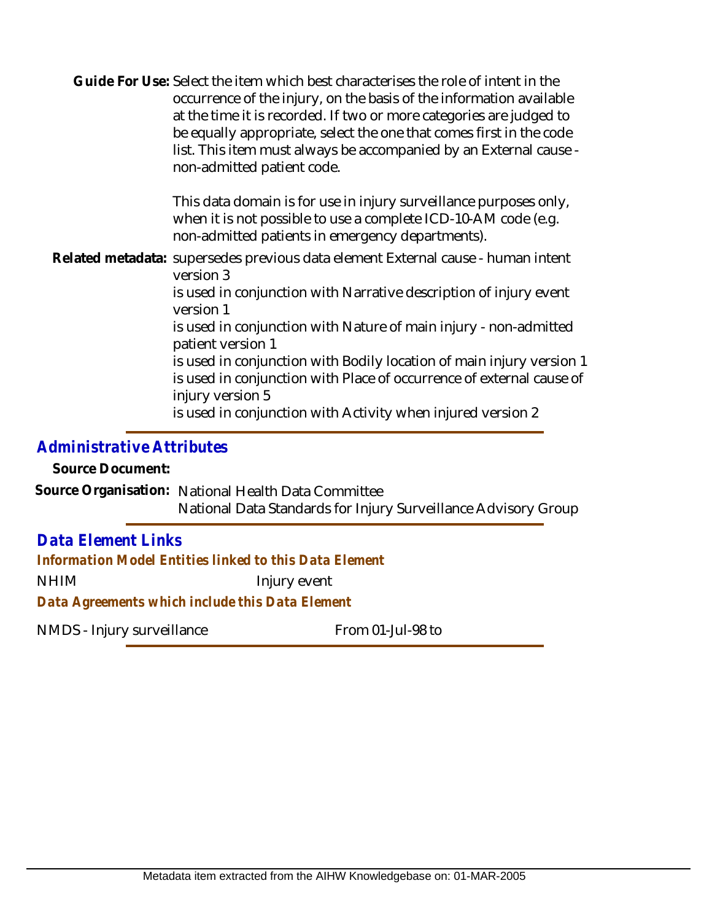**Guide For Use:** Select the item which best characterises the role of intent in the occurrence of the injury, on the basis of the information available at the time it is recorded. If two or more categories are judged to be equally appropriate, select the one that comes first in the code list. This item must always be accompanied by an External cause - non-admitted patient code.

This data domain is for use in injury surveillance purposes only, when it is not possible to use a complete ICD-10-AM code (e.g. non-admitted patients in emergency departments).

**Related metadata:** supersedes previous data element External cause - human intent version 3
is used in conjunction with Narrative description of injury event version 1
is used in conjunction with Nature of main injury - non-admitted patient version 1
is used in conjunction with Bodily location of main injury version 1
is used in conjunction with Place of occurrence of external cause of injury version 5
is used in conjunction with Activity when injured version 2

## Administrative Attributes

**Source Document:**

**Source Organisation:** National Health Data Committee
National Data Standards for Injury Surveillance Advisory Group

## Data Element Links

### Information Model Entities linked to this Data Element

NHIM Injury event

### Data Agreements which include this Data Element

NMDS - Injury surveillance From 01-Jul-98 to